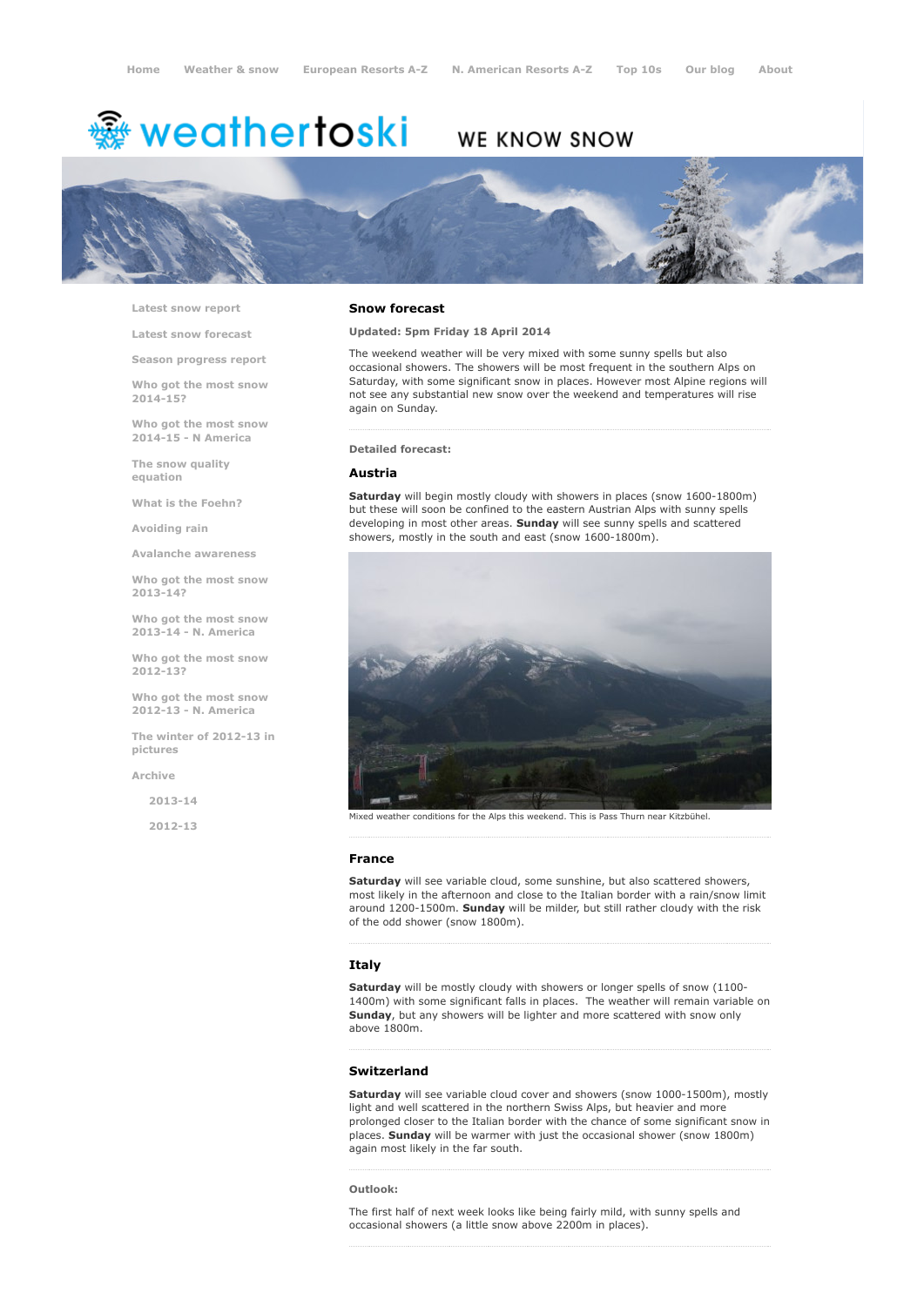Home Weather & snow European Resorts A-Z N. American Resorts A-Z Top 10s Our blog About

weathertoski WE KNOW SNOW

- Latest snow report
- Latest snow forecast
- Season progress report
- Who got the most snow 2014-15?
- Who got the most snow 2014-15 - N America
- The snow quality equation
- What is the Foehn?
- Avoiding rain
- Avalanche awareness
- Who got the most snow 2013-14?
- Who got the most snow 2013-14 - N. America
- Who got the most snow 2012-13?
- Who got the most snow 2012-13 - N. America
- The winter of 2012-13 in pictures
- Archive
  - 2013-14
  - 2012-13

## Snow forecast

**Updated: 5pm Friday 18 April 2014**

The weekend weather will be very mixed with some sunny spells but also occasional showers. The showers will be most frequent in the southern Alps on Saturday, with some significant snow in places. However most Alpine regions will not see any substantial new snow over the weekend and temperatures will rise again on Sunday.

**Detailed forecast:**

### Austria

**Saturday** will begin mostly cloudy with showers in places (snow 1600-1800m) but these will soon be confined to the eastern Austrian Alps with sunny spells developing in most other areas. **Sunday** will see sunny spells and scattered showers, mostly in the south and east (snow 1600-1800m).

Mixed weather conditions for the Alps this weekend. This is Pass Thurn near Kitzbühel.

### France

**Saturday** will see variable cloud, some sunshine, but also scattered showers, most likely in the afternoon and close to the Italian border with a rain/snow limit around 1200-1500m. **Sunday** will be milder, but still rather cloudy with the risk of the odd shower (snow 1800m).

### Italy

**Saturday** will be mostly cloudy with showers or longer spells of snow (1100-1400m) with some significant falls in places. The weather will remain variable on **Sunday**, but any showers will be lighter and more scattered with snow only above 1800m.

### Switzerland

**Saturday** will see variable cloud cover and showers (snow 1000-1500m), mostly light and well scattered in the northern Swiss Alps, but heavier and more prolonged closer to the Italian border with the chance of some significant snow in places. **Sunday** will be warmer with just the occasional shower (snow 1800m) again most likely in the far south.

**Outlook:**

The first half of next week looks like being fairly mild, with sunny spells and occasional showers (a little snow above 2200m in places).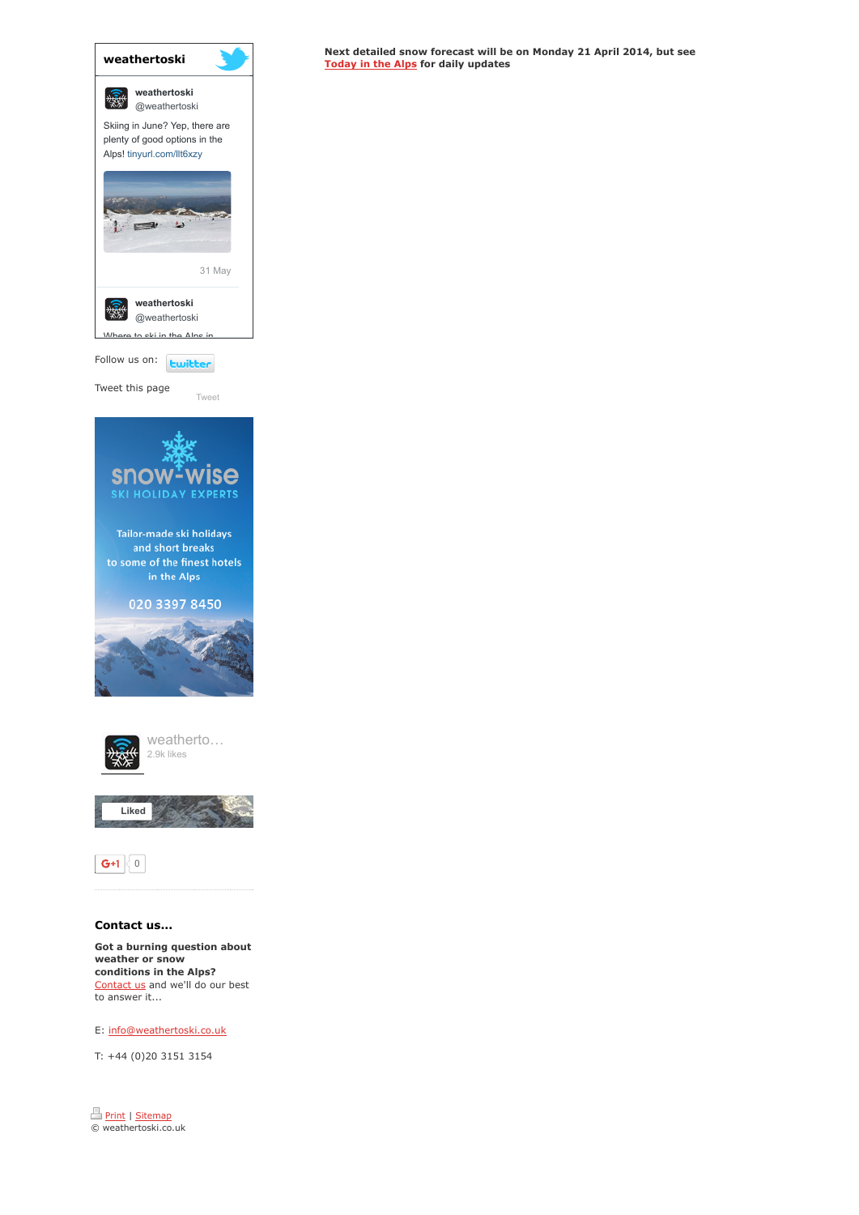**Next detailed snow forecast will be on Monday 21 April 2014, but see Today in the Alps for daily updates**

**weathertoski**

**weathertoski**
@weathertoski

Skiing in June? Yep, there are plenty of good options in the Alps! tinyurl.com/llt6xzy

31 May

**weathertoski**
@weathertoski

Where to ski in the Alps in

Follow us on: twitter

Tweet this page

Tweet

snow-wise
SKI HOLIDAY EXPERTS

Tailor-made ski holidays and short breaks to some of the finest hotels in the Alps

020 3397 8450

weatherto...
2.9k likes

Liked

G+1 0

**Contact us...**

**Got a burning question about weather or snow conditions in the Alps?**
Contact us and we'll do our best to answer it...

E: info@weathertoski.co.uk

T: +44 (0)20 3151 3154

Print | Sitemap
© weathertoski.co.uk